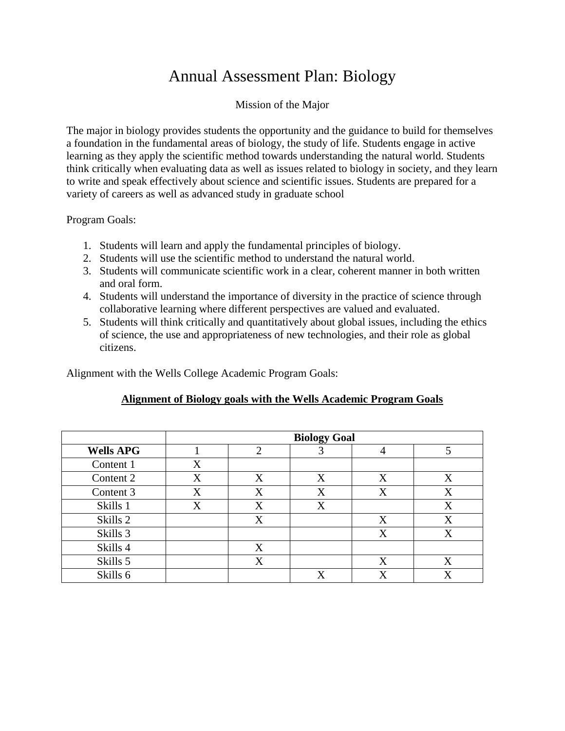# Annual Assessment Plan: Biology

Mission of the Major

The major in biology provides students the opportunity and the guidance to build for themselves a foundation in the fundamental areas of biology, the study of life. Students engage in active learning as they apply the scientific method towards understanding the natural world. Students think critically when evaluating data as well as issues related to biology in society, and they learn to write and speak effectively about science and scientific issues. Students are prepared for a variety of careers as well as advanced study in graduate school

Program Goals:

1. Students will learn and apply the fundamental principles of biology.
2. Students will use the scientific method to understand the natural world.
3. Students will communicate scientific work in a clear, coherent manner in both written and oral form.
4. Students will understand the importance of diversity in the practice of science through collaborative learning where different perspectives are valued and evaluated.
5. Students will think critically and quantitatively about global issues, including the ethics of science, the use and appropriateness of new technologies, and their role as global citizens.

Alignment with the Wells College Academic Program Goals:

**Alignment of Biology goals with the Wells Academic Program Goals**

| | **Biology Goal** | | | | |
|---|---|---|---|---|---|
| **Wells APG** | 1 | 2 | 3 | 4 | 5 |
| Content 1 | X | | | | |
| Content 2 | X | X | X | X | X |
| Content 3 | X | X | X | X | X |
| Skills 1 | X | X | X | | X |
| Skills 2 | | X | | X | X |
| Skills 3 | | | | X | X |
| Skills 4 | | X | | | |
| Skills 5 | | X | | X | X |
| Skills 6 | | | X | X | X |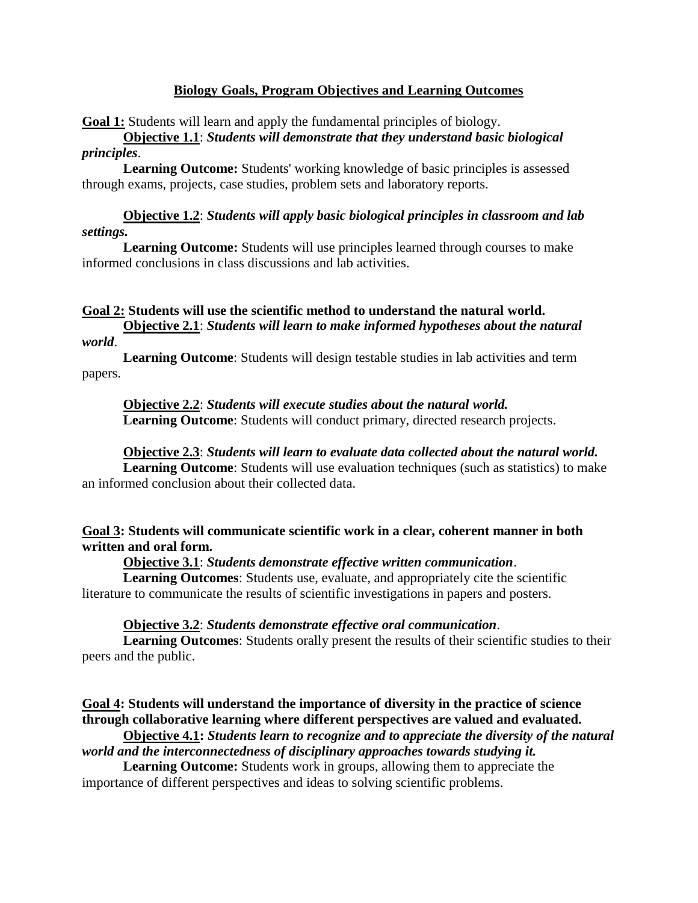## Biology Goals, Program Objectives and Learning Outcomes

**Goal 1:** Students will learn and apply the fundamental principles of biology.

**Objective 1.1**: ***Students will demonstrate that they understand basic biological principles***.

**Learning Outcome:** Students' working knowledge of basic principles is assessed through exams, projects, case studies, problem sets and laboratory reports.

**Objective 1.2**: ***Students will apply basic biological principles in classroom and lab settings.***

**Learning Outcome:** Students will use principles learned through courses to make informed conclusions in class discussions and lab activities.

**Goal 2: Students will use the scientific method to understand the natural world.**

**Objective 2.1**: ***Students will learn to make informed hypotheses about the natural world***.

**Learning Outcome**: Students will design testable studies in lab activities and term papers.

**Objective 2.2**: ***Students will execute studies about the natural world.***

**Learning Outcome**: Students will conduct primary, directed research projects.

**Objective 2.3**: ***Students will learn to evaluate data collected about the natural world.***

**Learning Outcome**: Students will use evaluation techniques (such as statistics) to make an informed conclusion about their collected data.

**Goal 3: Students will communicate scientific work in a clear, coherent manner in both written and oral form.**

**Objective 3.1**: ***Students demonstrate effective written communication***.

**Learning Outcomes**: Students use, evaluate, and appropriately cite the scientific literature to communicate the results of scientific investigations in papers and posters.

**Objective 3.2**: ***Students demonstrate effective oral communication***.

**Learning Outcomes**: Students orally present the results of their scientific studies to their peers and the public.

**Goal 4: Students will understand the importance of diversity in the practice of science through collaborative learning where different perspectives are valued and evaluated.**

**Objective 4.1:** ***Students learn to recognize and to appreciate the diversity of the natural world and the interconnectedness of disciplinary approaches towards studying it.***

**Learning Outcome:** Students work in groups, allowing them to appreciate the importance of different perspectives and ideas to solving scientific problems.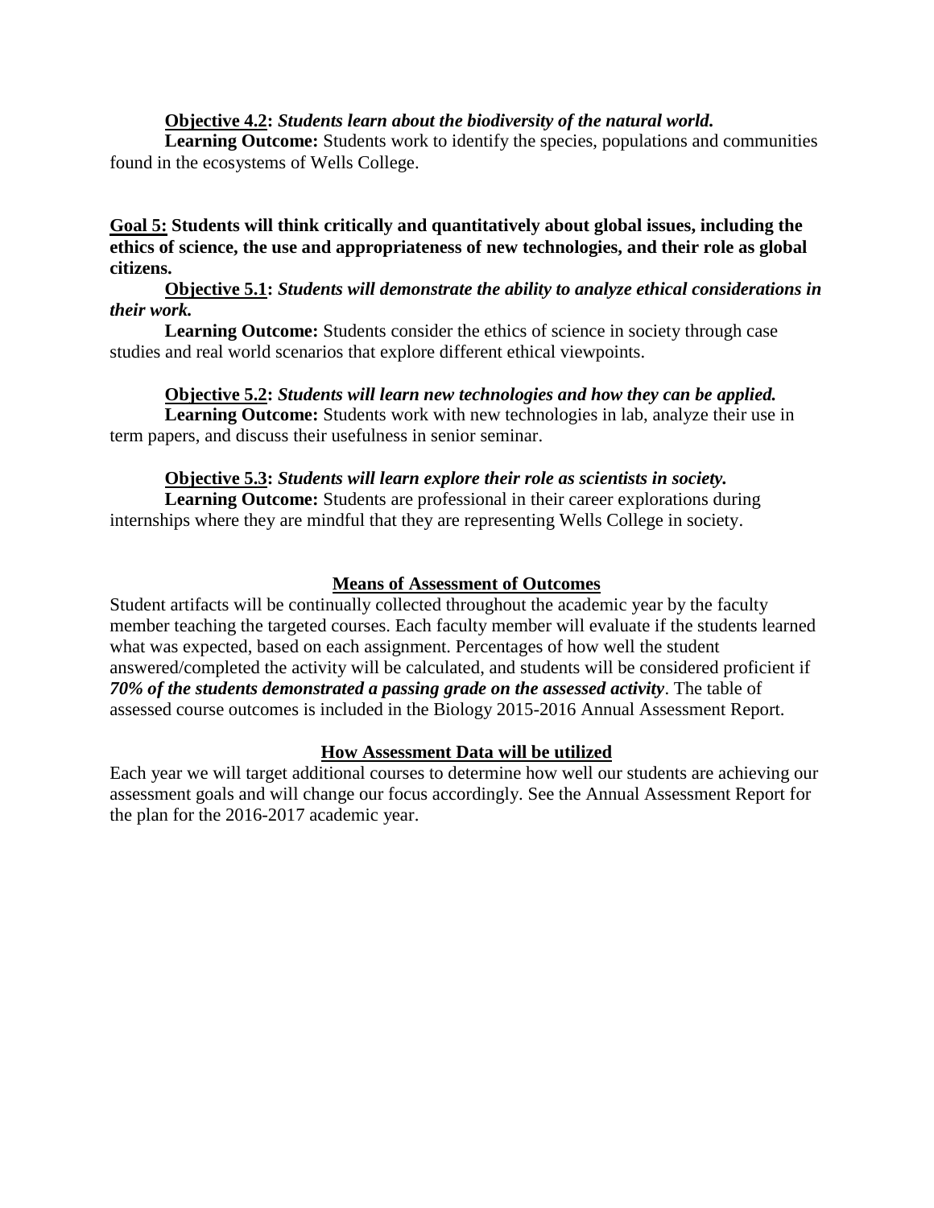**<u>Objective 4.2</u>:** ***Students learn about the biodiversity of the natural world.***

**Learning Outcome:** Students work to identify the species, populations and communities found in the ecosystems of Wells College.

**<u>Goal 5:</u> Students will think critically and quantitatively about global issues, including the ethics of science, the use and appropriateness of new technologies, and their role as global citizens.**

**<u>Objective 5.1</u>:** ***Students will demonstrate the ability to analyze ethical considerations in their work.***

**Learning Outcome:** Students consider the ethics of science in society through case studies and real world scenarios that explore different ethical viewpoints.

**<u>Objective 5.2</u>:** ***Students will learn new technologies and how they can be applied.***

**Learning Outcome:** Students work with new technologies in lab, analyze their use in term papers, and discuss their usefulness in senior seminar.

**<u>Objective 5.3</u>:** ***Students will learn explore their role as scientists in society.***

**Learning Outcome:** Students are professional in their career explorations during internships where they are mindful that they are representing Wells College in society.

## <u>Means of Assessment of Outcomes</u>

Student artifacts will be continually collected throughout the academic year by the faculty member teaching the targeted courses. Each faculty member will evaluate if the students learned what was expected, based on each assignment. Percentages of how well the student answered/completed the activity will be calculated, and students will be considered proficient if ***70% of the students demonstrated a passing grade on the assessed activity***. The table of assessed course outcomes is included in the Biology 2015-2016 Annual Assessment Report.

## <u>How Assessment Data will be utilized</u>

Each year we will target additional courses to determine how well our students are achieving our assessment goals and will change our focus accordingly. See the Annual Assessment Report for the plan for the 2016-2017 academic year.